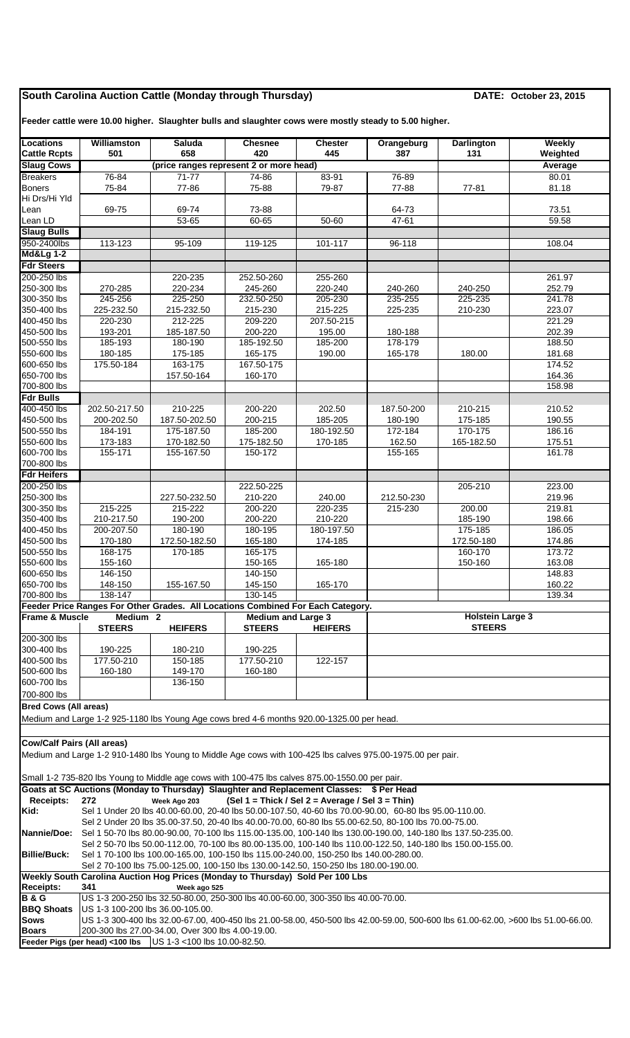## South Carolina Auction Cattle (Monday through Thursday)

**DATE: October 23, 2015**

**Feeder cattle were 10.00 higher. Slaughter bulls and slaughter cows were mostly steady to 5.00 higher.**

| Locations | Williamston | Saluda | Chesnee | Chester | Orangeburg | Darlington | Weekly |
|---|---|---|---|---|---|---|---|
| Cattle Rcpts | 501 | 658 | 420 | 445 | 387 | 131 | Weighted |
| **Slaug Cows** | (price ranges represent 2 or more head) | | | | | | Average |
| Breakers | 76-84 | 71-77 | 74-86 | 83-91 | 76-89 | | 80.01 |
| Boners | 75-84 | 77-86 | 75-88 | 79-87 | 77-88 | 77-81 | 81.18 |
| Hi Drs/Hi Yld Lean | 69-75 | 69-74 | 73-88 | | 64-73 | | 73.51 |
| Lean LD | | 53-65 | 60-65 | 50-60 | 47-61 | | 59.58 |
| **Slaug Bulls** | | | | | | | |
| 950-2400lbs | 113-123 | 95-109 | 119-125 | 101-117 | 96-118 | | 108.04 |
| **Md&Lg 1-2** | | | | | | | |
| **Fdr Steers** | | | | | | | |
| 200-250 lbs | | 220-235 | 252.50-260 | 255-260 | | | 261.97 |
| 250-300 lbs | 270-285 | 220-234 | 245-260 | 220-240 | 240-260 | 240-250 | 252.79 |
| 300-350 lbs | 245-256 | 225-250 | 232.50-250 | 205-230 | 235-255 | 225-235 | 241.78 |
| 350-400 lbs | 225-232.50 | 215-232.50 | 215-230 | 215-225 | 225-235 | 210-230 | 223.07 |
| 400-450 lbs | 220-230 | 212-225 | 209-220 | 207.50-215 | | | 221.29 |
| 450-500 lbs | 193-201 | 185-187.50 | 200-220 | 195.00 | 180-188 | | 202.39 |
| 500-550 lbs | 185-193 | 180-190 | 185-192.50 | 185-200 | 178-179 | | 188.50 |
| 550-600 lbs | 180-185 | 175-185 | 165-175 | 190.00 | 165-178 | 180.00 | 181.68 |
| 600-650 lbs | 175.50-184 | 163-175 | 167.50-175 | | | | 174.52 |
| 650-700 lbs | | 157.50-164 | 160-170 | | | | 164.36 |
| 700-800 lbs | | | | | | | 158.98 |
| **Fdr Bulls** | | | | | | | |
| 400-450 lbs | 202.50-217.50 | 210-225 | 200-220 | 202.50 | 187.50-200 | 210-215 | 210.52 |
| 450-500 lbs | 200-202.50 | 187.50-202.50 | 200-215 | 185-205 | 180-190 | 175-185 | 190.55 |
| 500-550 lbs | 184-191 | 175-187.50 | 185-200 | 180-192.50 | 172-184 | 170-175 | 186.16 |
| 550-600 lbs | 173-183 | 170-182.50 | 175-182.50 | 170-185 | 162.50 | 165-182.50 | 175.51 |
| 600-700 lbs | 155-171 | 155-167.50 | 150-172 | | 155-165 | | 161.78 |
| 700-800 lbs | | | | | | | |
| **Fdr Heifers** | | | | | | | |
| 200-250 lbs | | | 222.50-225 | | | 205-210 | 223.00 |
| 250-300 lbs | | 227.50-232.50 | 210-220 | 240.00 | 212.50-230 | | 219.96 |
| 300-350 lbs | 215-225 | 215-222 | 200-220 | 220-235 | 215-230 | 200.00 | 219.81 |
| 350-400 lbs | 210-217.50 | 190-200 | 200-220 | 210-220 | | 185-190 | 198.66 |
| 400-450 lbs | 200-207.50 | 180-190 | 180-195 | 180-197.50 | | 175-185 | 186.05 |
| 450-500 lbs | 170-180 | 172.50-182.50 | 165-180 | 174-185 | | 172.50-180 | 174.86 |
| 500-550 lbs | 168-175 | 170-185 | 165-175 | | | 160-170 | 173.72 |
| 550-600 lbs | 155-160 | | 150-165 | 165-180 | | 150-160 | 163.08 |
| 600-650 lbs | 146-150 | | 140-150 | | | | 148.83 |
| 650-700 lbs | 148-150 | 155-167.50 | 145-150 | 165-170 | | | 160.22 |
| 700-800 lbs | 138-147 | | 130-145 | | | | 139.34 |

**Feeder Price Ranges For Other Grades. All Locations Combined For Each Category.**

| Frame & Muscle | Medium 2 | | Medium and Large 3 | | Holstein Large 3 |
|---|---|---|---|---|---|
| | STEERS | HEIFERS | STEERS | HEIFERS | STEERS |
| 200-300 lbs | | | | | |
| 300-400 lbs | 190-225 | 180-210 | 190-225 | | |
| 400-500 lbs | 177.50-210 | 150-185 | 177.50-210 | 122-157 | |
| 500-600 lbs | 160-180 | 149-170 | 160-180 | | |
| 600-700 lbs | | 136-150 | | | |
| 700-800 lbs | | | | | |

**Bred Cows (All areas)**

Medium and Large 1-2 925-1180 lbs Young Age cows bred 4-6 months 920.00-1325.00 per head.

**Cow/Calf Pairs (All areas)**

Medium and Large 1-2 910-1480 lbs Young to Middle Age cows with 100-425 lbs calves 975.00-1975.00 per pair.

Small 1-2 735-820 lbs Young to Middle age cows with 100-475 lbs calves 875.00-1550.00 per pair.

**Goats at SC Auctions (Monday to Thursday) Slaughter and Replacement Classes: $ Per Head**

**Receipts:** 272 Week Ago 203 (Sel 1 = Thick / Sel 2 = Average / Sel 3 = Thin)

**Kid:** Sel 1 Under 20 lbs 40.00-60.00, 20-40 lbs 50.00-107.50, 40-60 lbs 70.00-90.00, 60-80 lbs 95.00-110.00.
Sel 2 Under 20 lbs 35.00-37.50, 20-40 lbs 40.00-70.00, 60-80 lbs 55.00-62.50, 80-100 lbs 70.00-75.00.

**Nannie/Doe:** Sel 1 50-70 lbs 80.00-90.00, 70-100 lbs 115.00-135.00, 100-140 lbs 130.00-190.00, 140-180 lbs 137.50-235.00.
Sel 2 50-70 lbs 50.00-112.00, 70-100 lbs 80.00-135.00, 100-140 lbs 110.00-122.50, 140-180 lbs 150.00-155.00.

**Billie/Buck:** Sel 1 70-100 lbs 100.00-165.00, 100-150 lbs 115.00-240.00, 150-250 lbs 140.00-280.00.
Sel 2 70-100 lbs 75.00-125.00, 100-150 lbs 130.00-142.50, 150-250 lbs 180.00-190.00.

**Weekly South Carolina Auction Hog Prices (Monday to Thursday) Sold Per 100 Lbs**

**Receipts:** 341 Week ago 525

**B & G** US 1-3 200-250 lbs 32.50-80.00, 250-300 lbs 40.00-60.00, 300-350 lbs 40.00-70.00.

**BBQ Shoats** US 1-3 100-200 lbs 36.00-105.00.

**Sows** US 1-3 300-400 lbs 32.00-67.00, 400-450 lbs 21.00-58.00, 450-500 lbs 42.00-59.00, 500-600 lbs 61.00-62.00, >600 lbs 51.00-66.00.

**Boars** 200-300 lbs 27.00-34.00, Over 300 lbs 4.00-19.00.

**Feeder Pigs (per head) <100 lbs** US 1-3 <100 lbs 10.00-82.50.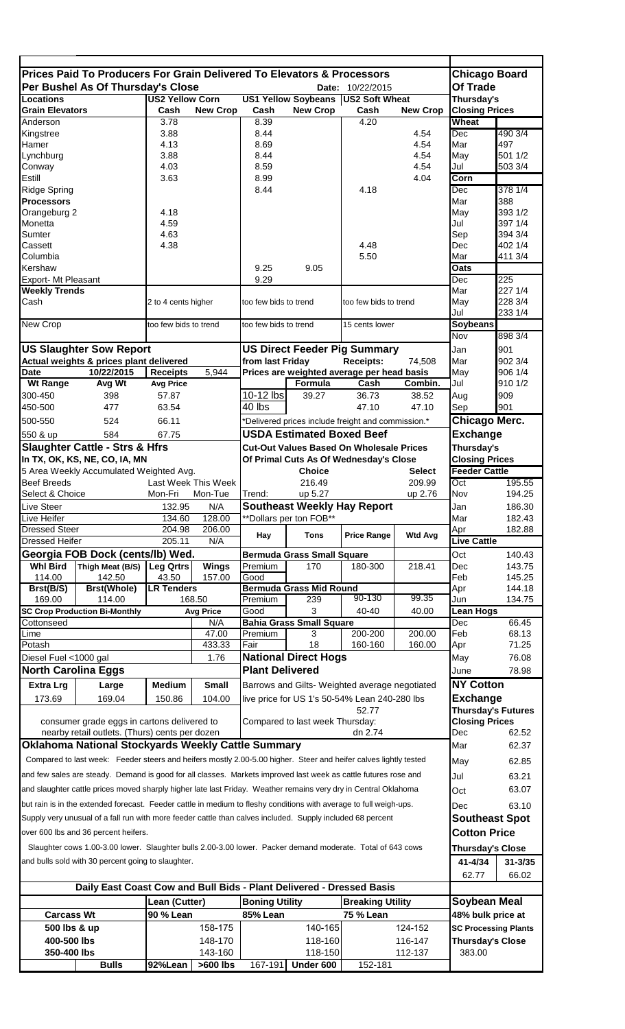## Prices Paid To Producers For Grain Delivered To Elevators & Processors

**Per Bushel As Of Thursday's Close** — Date: 10/22/2015

| Locations | US2 Yellow Corn | | US1 Yellow Soybeans | | US2 Soft Wheat | |
|---|---|---|---|---|---|---|
| **Grain Elevators** | Cash | New Crop | Cash | New Crop | Cash | New Crop |
| Anderson | 3.78 | | 8.39 | | 4.20 | |
| Kingstree | 3.88 | | 8.44 | | | 4.54 |
| Hamer | 4.13 | | 8.69 | | | 4.54 |
| Lynchburg | 3.88 | | 8.44 | | | 4.54 |
| Conway | 4.03 | | 8.59 | | | 4.54 |
| Estill | 3.63 | | 8.99 | | | 4.04 |
| Ridge Spring | | | 8.44 | | 4.18 | |
| **Processors** | | | | | | |
| Orangeburg 2 | 4.18 | | | | | |
| Monetta | 4.59 | | | | | |
| Sumter | 4.63 | | | | | |
| Cassett | 4.38 | | | | 4.48 | |
| Columbia | | | | | 5.50 | |
| Kershaw | | | 9.25 | 9.05 | | |
| Export- Mt Pleasant | | | 9.29 | | | |
| **Weekly Trends** | | | | | | |
| Cash | 2 to 4 cents higher | | too few bids to trend | | too few bids to trend | |
| New Crop | too few bids to trend | | too few bids to trend | | 15 cents lower | |

## Chicago Board Of Trade

Thursday's Closing Prices

| | |
|---|---|
| **Wheat** | |
| Dec | 490 3/4 |
| Mar | 497 |
| May | 501 1/2 |
| Jul | 503 3/4 |
| **Corn** | |
| Dec | 378 1/4 |
| Mar | 388 |
| May | 393 1/2 |
| Jul | 397 1/4 |
| Sep | 394 3/4 |
| Dec | 402 1/4 |
| Mar | 411 3/4 |
| **Oats** | |
| Dec | 225 |
| Mar | 227 1/4 |
| May | 228 3/4 |
| Jul | 233 1/4 |
| **Soybeans** | |
| Nov | 898 3/4 |
| Jan | 901 |
| Mar | 902 3/4 |
| May | 906 1/4 |
| Jul | 910 1/2 |
| Aug | 909 |
| Sep | 901 |

## US Slaughter Sow Report

Actual weights & prices plant delivered

| Date | 10/22/2015 | Receipts | 5,944 |
|---|---|---|---|
| **Wt Range** | **Avg Wt** | **Avg Price** | |
| 300-450 | 398 | 57.87 | |
| 450-500 | 477 | 63.54 | |
| 500-550 | 524 | 66.11 | |
| 550 & up | 584 | 67.75 | |

## US Direct Feeder Pig Summary

from last Friday — Receipts: 74,508

Prices are weighted average per head basis

| | Formula | Cash | Combin. |
|---|---|---|---|
| 10-12 lbs | 39.27 | 36.73 | 38.52 |
| 40 lbs | | 47.10 | 47.10 |

*Delivered prices include freight and commission.*

## Slaughter Cattle - Strs & Hfrs

In TX, OK, KS, NE, CO, IA, MN

5 Area Weekly Accumulated Weighted Avg.

| Beef Breeds | Last Week | This Week |
|---|---|---|
| Select & Choice | Mon-Fri | Mon-Tue |
| Live Steer | 132.95 | N/A |
| Live Heifer | 134.60 | 128.00 |
| Dressed Steer | 204.98 | 206.00 |
| Dressed Heifer | 205.11 | N/A |

## USDA Estimated Boxed Beef

Cut-Out Values Based On Wholesale Prices Of Primal Cuts As Of Wednesday's Close

| | Choice | Select |
|---|---|---|
| | 216.49 | 209.99 |
| Trend: | up 5.27 | up 2.76 |

## Chicago Merc. Exchange

Thursday's Closing Prices

| | |
|---|---|
| **Feeder Cattle** | |
| Oct | 195.55 |
| Nov | 194.25 |
| Jan | 186.30 |
| Mar | 182.43 |
| Apr | 182.88 |
| **Live Cattle** | |
| Oct | 140.43 |
| Dec | 143.75 |
| Feb | 145.25 |
| Apr | 144.18 |
| Jun | 134.75 |
| **Lean Hogs** | |
| Dec | 66.45 |
| Feb | 68.13 |
| Apr | 71.25 |
| May | 76.08 |
| June | 78.98 |

## Georgia FOB Dock (cents/lb) Wed.

| Whl Bird | Thigh Meat (B/S) | Leg Qrtrs | Wings |
|---|---|---|---|
| 114.00 | 142.50 | 43.50 | 157.00 |
| **Brst(B/S)** | **Brst(Whole)** | **LR Tenders** | |
| 169.00 | 114.00 | 168.50 | |

## Southeast Weekly Hay Report

**Dollars per ton FOB**

| Hay | Tons | Price Range | Wtd Avg |
|---|---|---|---|
| **Bermuda Grass Small Square** | | | |
| Premium | 170 | 180-300 | 218.41 |
| Good | | | |
| **Bermuda Grass Mid Round** | | | |
| Premium | 239 | 90-130 | 99.35 |
| Good | 3 | 40-40 | 40.00 |
| **Bahia Grass Small Square** | | | |
| Premium | 3 | 200-200 | 200.00 |
| Fair | 18 | 160-160 | 160.00 |

## SC Production Bi-Monthly

| | Avg Price |
|---|---|
| Cottonseed | N/A |
| Lime | 47.00 |
| Potash | 433.33 |
| Diesel Fuel <1000 gal | 1.76 |

## National Direct Hogs

**Plant Delivered**

Barrows and Gilts- Weighted average negotiated live price for US 1's 50-54% Lean 240-280 lbs

52.77

Compared to last week Thursday:

dn 2.74

## North Carolina Eggs

| Extra Lrg | Large | Medium | Small |
|---|---|---|---|
| 173.69 | 169.04 | 150.86 | 104.00 |

consumer grade eggs in cartons delivered to nearby retail outlets. (Thurs) cents per dozen

## NY Cotton Exchange

Thursday's Futures Closing Prices

| | |
|---|---|
| Dec | 62.52 |
| Mar | 62.37 |
| May | 62.85 |
| Jul | 63.21 |
| Oct | 63.07 |
| Dec | 63.10 |

## Oklahoma National Stockyards Weekly Cattle Summary

Compared to last week: Feeder steers and heifers mostly 2.00-5.00 higher. Steer and heifer calves lightly tested and few sales are steady. Demand is good for all classes. Markets improved last week as cattle futures rose and and slaughter cattle prices moved sharply higher late last Friday. Weather remains very dry in Central Oklahoma but rain is in the extended forecast. Feeder cattle in medium to fleshy conditions with average to full weigh-ups. Supply very unusual of a fall run with more feeder cattle than calves included. Supply included 68 percent over 600 lbs and 36 percent heifers.

Slaughter cows 1.00-3.00 lower. Slaughter bulls 2.00-3.00 lower. Packer demand moderate. Total of 643 cows and bulls sold with 30 percent going to slaughter.

## Southeast Spot Cotton Price

Thursday's Close

| 41-4/34 | 31-3/35 |
|---|---|
| 62.77 | 66.02 |

## Daily East Coast Cow and Bull Bids - Plant Delivered - Dressed Basis

| | Lean (Cutter) | Boning Utility | Breaking Utility |
|---|---|---|---|
| **Carcass Wt** | 90 % Lean | 85% Lean | 75 % Lean |
| 500 lbs & up | 158-175 | 140-165 | 124-152 |
| 400-500 lbs | 148-170 | 118-160 | 116-147 |
| 350-400 lbs | 143-160 | 118-150 | 112-137 |
| **Bulls** | 92%Lean >600 lbs 167-191 | Under 600 152-181 | |

## Soybean Meal

48% bulk price at SC Processing Plants

Thursday's Close

383.00